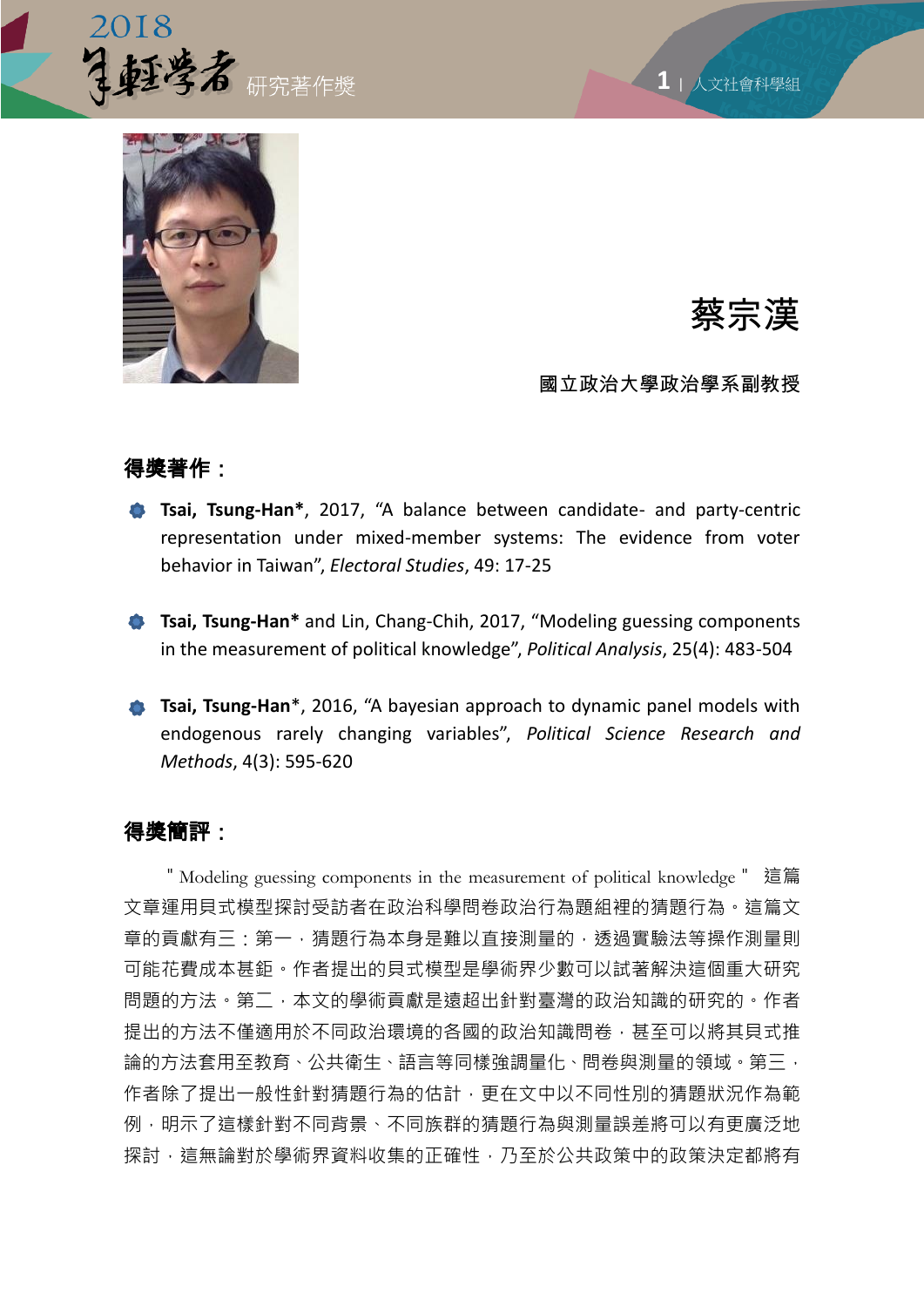# 蔡宗漢

**國立政治大學政治學系副教授**

## 得獎著作：

- **Tsai, Tsung-Han***, 2017, "A balance between candidate- and party-centric representation under mixed-member systems: The evidence from voter behavior in Taiwan", *Electoral Studies*, 49: 17-25
- **Tsai, Tsung-Han*** and Lin, Chang-Chih, 2017, "Modeling guessing components in the measurement of political knowledge", *Political Analysis*, 25(4): 483-504
- **Tsai, Tsung-Han***, 2016, "A bayesian approach to dynamic panel models with endogenous rarely changing variables", *Political Science Research and Methods*, 4(3): 595-620

## 得獎簡評：

"Modeling guessing components in the measurement of political knowledge" 這篇文章運用貝式模型探討受訪者在政治科學問卷政治行為題組裡的猜題行為。這篇文章的貢獻有三：第一，猜題行為本身是難以直接測量的，透過實驗法等操作測量則可能花費成本甚鉅。作者提出的貝式模型是學術界少數可以試著解決這個重大研究問題的方法。第二，本文的學術貢獻是遠超出針對臺灣的政治知識的研究的。作者提出的方法不僅適用於不同政治環境的各國的政治知識問卷，甚至可以將其貝式推論的方法套用至教育、公共衛生、語言等同樣強調量化、問卷與測量的領域。第三，作者除了提出一般性針對猜題行為的估計，更在文中以不同性別的猜題狀況作為範例，明示了這樣針對不同背景、不同族群的猜題行為與測量誤差將可以有更廣泛地探討，這無論對於學術界資料收集的正確性，乃至於公共政策中的政策決定都將有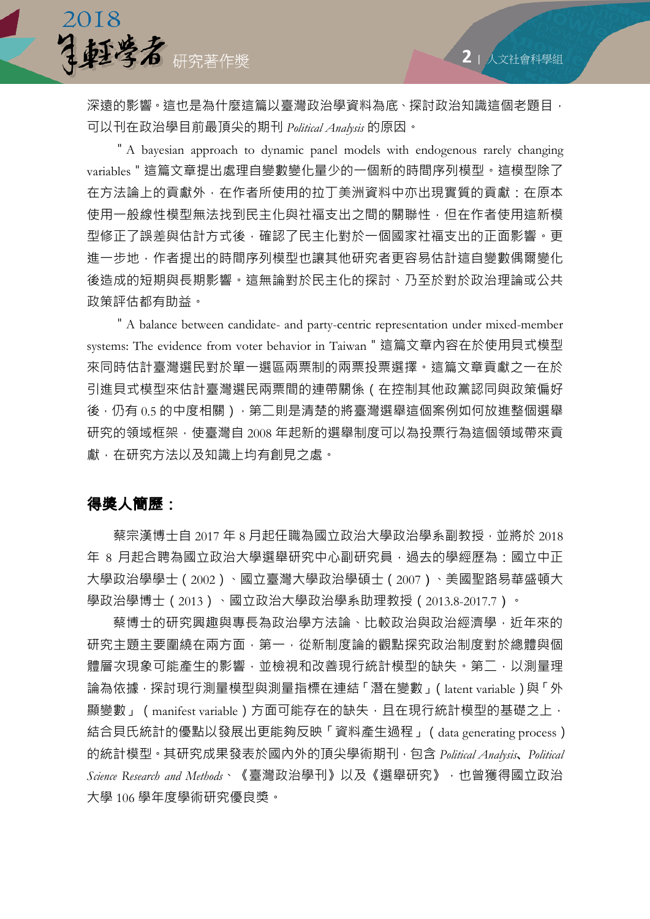深遠的影響。這也是為什麼這篇以臺灣政治學資料為底、探討政治知識這個老題目，可以刊在政治學目前最頂尖的期刊 *Political Analysis* 的原因。

" A bayesian approach to dynamic panel models with endogenous rarely changing variables " 這篇文章提出處理自變數變化量少的一個新的時間序列模型。這模型除了在方法論上的貢獻外，在作者所使用的拉丁美洲資料中亦出現實質的貢獻：在原本使用一般線性模型無法找到民主化與社福支出之間的關聯性，但在作者使用這新模型修正了誤差與估計方式後，確認了民主化對於一個國家社福支出的正面影響。更進一步地，作者提出的時間序列模型也讓其他研究者更容易估計這自變數偶爾變化後造成的短期與長期影響。這無論對於民主化的探討、乃至於對於政治理論或公共政策評估都有助益。

" A balance between candidate- and party-centric representation under mixed-member systems: The evidence from voter behavior in Taiwan " 這篇文章內容在於使用貝式模型來同時估計臺灣選民對於單一選區兩票制的兩票投票選擇。這篇文章貢獻之一在於引進貝式模型來估計臺灣選民兩票間的連帶關係（在控制其他政黨認同與政策偏好後，仍有 0.5 的中度相關），第二則是清楚的將臺灣選舉這個案例如何放進整個選舉研究的領域框架，使臺灣自 2008 年起新的選舉制度可以為投票行為這個領域帶來貢獻，在研究方法以及知識上均有創見之處。

## 得獎人簡歷：

蔡宗漢博士自 2017 年 8 月起任職為國立政治大學政治學系副教授，並將於 2018 年 8 月起合聘為國立政治大學選舉研究中心副研究員，過去的學經歷為：國立中正大學政治學學士（2002）、國立臺灣大學政治學碩士（2007）、美國聖路易華盛頓大學政治學博士（2013）、國立政治大學政治學系助理教授（2013.8-2017.7）。

蔡博士的研究興趣與專長為政治學方法論、比較政治與政治經濟學，近年來的研究主題主要圍繞在兩方面，第一，從新制度論的觀點探究政治制度對於總體與個體層次現象可能產生的影響，並檢視和改善現行統計模型的缺失。第二，以測量理論為依據，探討現行測量模型與測量指標在連結「潛在變數」（latent variable）與「外顯變數」（manifest variable）方面可能存在的缺失，且在現行統計模型的基礎之上，結合貝氏統計的優點以發展出更能夠反映「資料產生過程」（data generating process）的統計模型。其研究成果發表於國內外的頂尖學術期刊，包含 *Political Analysis*、*Political Science Research and Methods*、《臺灣政治學刊》以及《選舉研究》，也曾獲得國立政治大學 106 學年度學術研究優良獎。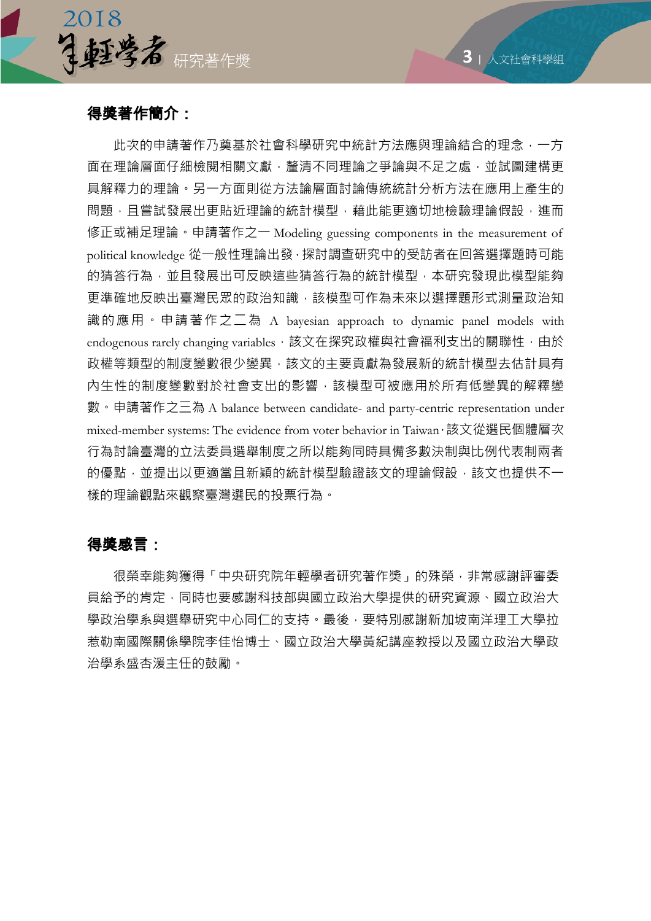## 得獎著作簡介：

此次的申請著作乃奠基於社會科學研究中統計方法應與理論結合的理念，一方面在理論層面仔細檢閱相關文獻，釐清不同理論之爭論與不足之處，並試圖建構更具解釋力的理論。另一方面則從方法論層面討論傳統統計分析方法在應用上產生的問題，且嘗試發展出更貼近理論的統計模型，藉此能更適切地檢驗理論假設，進而修正或補足理論。申請著作之一 Modeling guessing components in the measurement of political knowledge 從一般性理論出發，探討調查研究中的受訪者在回答選擇題時可能的猜答行為，並且發展出可反映這些猜答行為的統計模型，本研究發現此模型能夠更準確地反映出臺灣民眾的政治知識，該模型可作為未來以選擇題形式測量政治知識的應用。申請著作之二為 A bayesian approach to dynamic panel models with endogenous rarely changing variables，該文在探究政權與社會福利支出的關聯性，由於政權等類型的制度變數很少變異，該文的主要貢獻為發展新的統計模型去估計具有內生性的制度變數對於社會支出的影響，該模型可被應用於所有低變異的解釋變數。申請著作之三為 A balance between candidate- and party-centric representation under mixed-member systems: The evidence from voter behavior in Taiwan，該文從選民個體層次行為討論臺灣的立法委員選舉制度之所以能夠同時具備多數決制與比例代表制兩者的優點，並提出以更適當且新穎的統計模型驗證該文的理論假設，該文也提供不一樣的理論觀點來觀察臺灣選民的投票行為。

## 得獎感言：

很榮幸能夠獲得「中央研究院年輕學者研究著作獎」的殊榮，非常感謝評審委員給予的肯定，同時也要感謝科技部與國立政治大學提供的研究資源、國立政治大學政治學系與選舉研究中心同仁的支持。最後，要特別感謝新加坡南洋理工大學拉惹勒南國際關係學院李佳怡博士、國立政治大學黃紀講座教授以及國立政治大學政治學系盛杏湲主任的鼓勵。